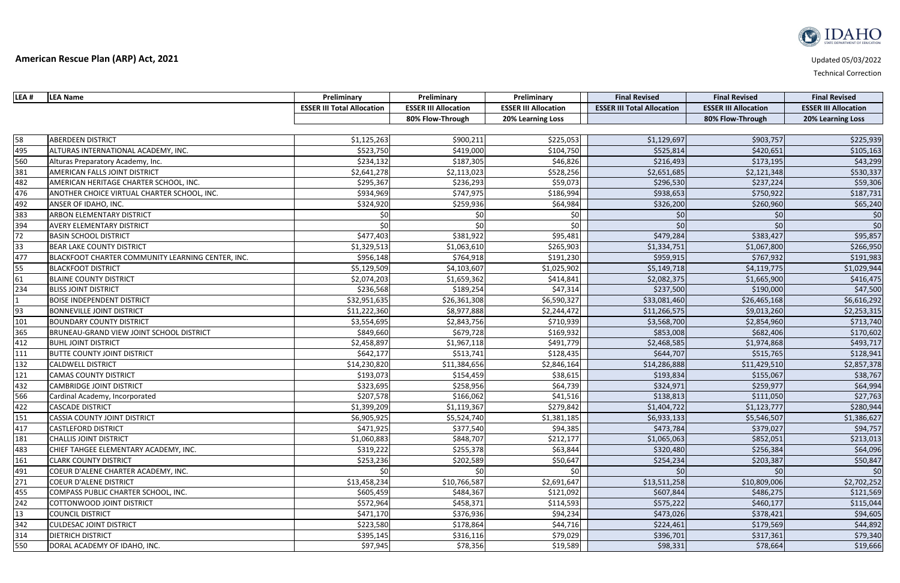# American Rescue Plan (ARP) Act, 2021

Updated 05/03/2022

Technical Correction

| LEA # | LEA Name | Preliminary ESSER III Total Allocation | Preliminary ESSER III Allocation 80% Flow-Through | Preliminary ESSER III Allocation 20% Learning Loss | Final Revised ESSER III Total Allocation | Final Revised ESSER III Allocation 80% Flow-Through | Final Revised ESSER III Allocation 20% Learning Loss |
|---|---|---|---|---|---|---|---|
| 58 | ABERDEEN DISTRICT | $1,125,263 | $900,211 | $225,053 | $1,129,697 | $903,757 | $225,939 |
| 495 | ALTURAS INTERNATIONAL ACADEMY, INC. | $523,750 | $419,000 | $104,750 | $525,814 | $420,651 | $105,163 |
| 560 | Alturas Preparatory Academy, Inc. | $234,132 | $187,305 | $46,826 | $216,493 | $173,195 | $43,299 |
| 381 | AMERICAN FALLS JOINT DISTRICT | $2,641,278 | $2,113,023 | $528,256 | $2,651,685 | $2,121,348 | $530,337 |
| 482 | AMERICAN HERITAGE CHARTER SCHOOL, INC. | $295,367 | $236,293 | $59,073 | $296,530 | $237,224 | $59,306 |
| 476 | ANOTHER CHOICE VIRTUAL CHARTER SCHOOL, INC. | $934,969 | $747,975 | $186,994 | $938,653 | $750,922 | $187,731 |
| 492 | ANSER OF IDAHO, INC. | $324,920 | $259,936 | $64,984 | $326,200 | $260,960 | $65,240 |
| 383 | ARBON ELEMENTARY DISTRICT | $0 | $0 | $0 | $0 | $0 | $0 |
| 394 | AVERY ELEMENTARY DISTRICT | $0 | $0 | $0 | $0 | $0 | $0 |
| 72 | BASIN SCHOOL DISTRICT | $477,403 | $381,922 | $95,481 | $479,284 | $383,427 | $95,857 |
| 33 | BEAR LAKE COUNTY DISTRICT | $1,329,513 | $1,063,610 | $265,903 | $1,334,751 | $1,067,800 | $266,950 |
| 477 | BLACKFOOT CHARTER COMMUNITY LEARNING CENTER, INC. | $956,148 | $764,918 | $191,230 | $959,915 | $767,932 | $191,983 |
| 55 | BLACKFOOT DISTRICT | $5,129,509 | $4,103,607 | $1,025,902 | $5,149,718 | $4,119,775 | $1,029,944 |
| 61 | BLAINE COUNTY DISTRICT | $2,074,203 | $1,659,362 | $414,841 | $2,082,375 | $1,665,900 | $416,475 |
| 234 | BLISS JOINT DISTRICT | $236,568 | $189,254 | $47,314 | $237,500 | $190,000 | $47,500 |
| 1 | BOISE INDEPENDENT DISTRICT | $32,951,635 | $26,361,308 | $6,590,327 | $33,081,460 | $26,465,168 | $6,616,292 |
| 93 | BONNEVILLE JOINT DISTRICT | $11,222,360 | $8,977,888 | $2,244,472 | $11,266,575 | $9,013,260 | $2,253,315 |
| 101 | BOUNDARY COUNTY DISTRICT | $3,554,695 | $2,843,756 | $710,939 | $3,568,700 | $2,854,960 | $713,740 |
| 365 | BRUNEAU-GRAND VIEW JOINT SCHOOL DISTRICT | $849,660 | $679,728 | $169,932 | $853,008 | $682,406 | $170,602 |
| 412 | BUHL JOINT DISTRICT | $2,458,897 | $1,967,118 | $491,779 | $2,468,585 | $1,974,868 | $493,717 |
| 111 | BUTTE COUNTY JOINT DISTRICT | $642,177 | $513,741 | $128,435 | $644,707 | $515,765 | $128,941 |
| 132 | CALDWELL DISTRICT | $14,230,820 | $11,384,656 | $2,846,164 | $14,286,888 | $11,429,510 | $2,857,378 |
| 121 | CAMAS COUNTY DISTRICT | $193,073 | $154,459 | $38,615 | $193,834 | $155,067 | $38,767 |
| 432 | CAMBRIDGE JOINT DISTRICT | $323,695 | $258,956 | $64,739 | $324,971 | $259,977 | $64,994 |
| 566 | Cardinal Academy, Incorporated | $207,578 | $166,062 | $41,516 | $138,813 | $111,050 | $27,763 |
| 422 | CASCADE DISTRICT | $1,399,209 | $1,119,367 | $279,842 | $1,404,722 | $1,123,777 | $280,944 |
| 151 | CASSIA COUNTY JOINT DISTRICT | $6,905,925 | $5,524,740 | $1,381,185 | $6,933,133 | $5,546,507 | $1,386,627 |
| 417 | CASTLEFORD DISTRICT | $471,925 | $377,540 | $94,385 | $473,784 | $379,027 | $94,757 |
| 181 | CHALLIS JOINT DISTRICT | $1,060,883 | $848,707 | $212,177 | $1,065,063 | $852,051 | $213,013 |
| 483 | CHIEF TAHGEE ELEMENTARY ACADEMY, INC. | $319,222 | $255,378 | $63,844 | $320,480 | $256,384 | $64,096 |
| 161 | CLARK COUNTY DISTRICT | $253,236 | $202,589 | $50,647 | $254,234 | $203,387 | $50,847 |
| 491 | COEUR D'ALENE CHARTER ACADEMY, INC. | $0 | $0 | $0 | $0 | $0 | $0 |
| 271 | COEUR D'ALENE DISTRICT | $13,458,234 | $10,766,587 | $2,691,647 | $13,511,258 | $10,809,006 | $2,702,252 |
| 455 | COMPASS PUBLIC CHARTER SCHOOL, INC. | $605,459 | $484,367 | $121,092 | $607,844 | $486,275 | $121,569 |
| 242 | COTTONWOOD JOINT DISTRICT | $572,964 | $458,371 | $114,593 | $575,222 | $460,177 | $115,044 |
| 13 | COUNCIL DISTRICT | $471,170 | $376,936 | $94,234 | $473,026 | $378,421 | $94,605 |
| 342 | CULDESAC JOINT DISTRICT | $223,580 | $178,864 | $44,716 | $224,461 | $179,569 | $44,892 |
| 314 | DIETRICH DISTRICT | $395,145 | $316,116 | $79,029 | $396,701 | $317,361 | $79,340 |
| 550 | DORAL ACADEMY OF IDAHO, INC. | $97,945 | $78,356 | $19,589 | $98,331 | $78,664 | $19,666 |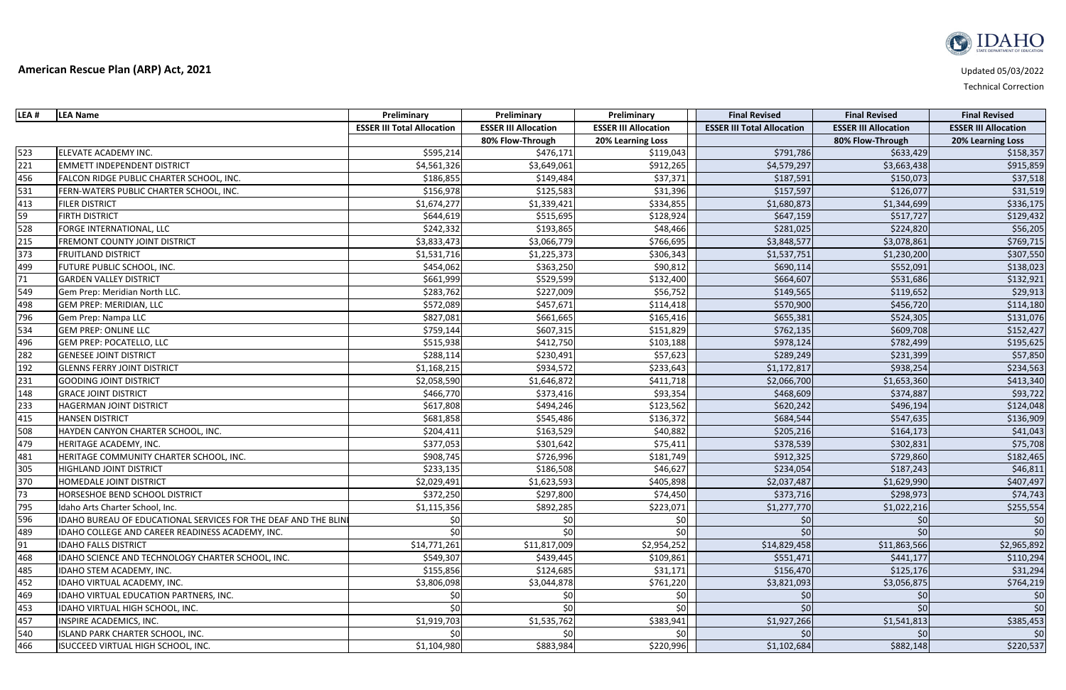# American Rescue Plan (ARP) Act, 2021

Updated 05/03/2022

Technical Correction

| LEA # | LEA Name | Preliminary ESSER III Total Allocation | Preliminary ESSER III Allocation | Preliminary ESSER III Allocation | Final Revised ESSER III Total Allocation | Final Revised ESSER III Allocation | Final Revised ESSER III Allocation |
|---|---|---|---|---|---|---|---|
| | | | 80% Flow-Through | 20% Learning Loss | | 80% Flow-Through | 20% Learning Loss |
| 523 | ELEVATE ACADEMY INC. | $595,214 | $476,171 | $119,043 | $791,786 | $633,429 | $158,357 |
| 221 | EMMETT INDEPENDENT DISTRICT | $4,561,326 | $3,649,061 | $912,265 | $4,579,297 | $3,663,438 | $915,859 |
| 456 | FALCON RIDGE PUBLIC CHARTER SCHOOL, INC. | $186,855 | $149,484 | $37,371 | $187,591 | $150,073 | $37,518 |
| 531 | FERN-WATERS PUBLIC CHARTER SCHOOL, INC. | $156,978 | $125,583 | $31,396 | $157,597 | $126,077 | $31,519 |
| 413 | FILER DISTRICT | $1,674,277 | $1,339,421 | $334,855 | $1,680,873 | $1,344,699 | $336,175 |
| 59 | FIRTH DISTRICT | $644,619 | $515,695 | $128,924 | $647,159 | $517,727 | $129,432 |
| 528 | FORGE INTERNATIONAL, LLC | $242,332 | $193,865 | $48,466 | $281,025 | $224,820 | $56,205 |
| 215 | FREMONT COUNTY JOINT DISTRICT | $3,833,473 | $3,066,779 | $766,695 | $3,848,577 | $3,078,861 | $769,715 |
| 373 | FRUITLAND DISTRICT | $1,531,716 | $1,225,373 | $306,343 | $1,537,751 | $1,230,200 | $307,550 |
| 499 | FUTURE PUBLIC SCHOOL, INC. | $454,062 | $363,250 | $90,812 | $690,114 | $552,091 | $138,023 |
| 71 | GARDEN VALLEY DISTRICT | $661,999 | $529,599 | $132,400 | $664,607 | $531,686 | $132,921 |
| 549 | Gem Prep: Meridian North LLC. | $283,762 | $227,009 | $56,752 | $149,565 | $119,652 | $29,913 |
| 498 | GEM PREP: MERIDIAN, LLC | $572,089 | $457,671 | $114,418 | $570,900 | $456,720 | $114,180 |
| 796 | Gem Prep: Nampa LLC | $827,081 | $661,665 | $165,416 | $655,381 | $524,305 | $131,076 |
| 534 | GEM PREP: ONLINE LLC | $759,144 | $607,315 | $151,829 | $762,135 | $609,708 | $152,427 |
| 496 | GEM PREP: POCATELLO, LLC | $515,938 | $412,750 | $103,188 | $978,124 | $782,499 | $195,625 |
| 282 | GENESEE JOINT DISTRICT | $288,114 | $230,491 | $57,623 | $289,249 | $231,399 | $57,850 |
| 192 | GLENNS FERRY JOINT DISTRICT | $1,168,215 | $934,572 | $233,643 | $1,172,817 | $938,254 | $234,563 |
| 231 | GOODING JOINT DISTRICT | $2,058,590 | $1,646,872 | $411,718 | $2,066,700 | $1,653,360 | $413,340 |
| 148 | GRACE JOINT DISTRICT | $466,770 | $373,416 | $93,354 | $468,609 | $374,887 | $93,722 |
| 233 | HAGERMAN JOINT DISTRICT | $617,808 | $494,246 | $123,562 | $620,242 | $496,194 | $124,048 |
| 415 | HANSEN DISTRICT | $681,858 | $545,486 | $136,372 | $684,544 | $547,635 | $136,909 |
| 508 | HAYDEN CANYON CHARTER SCHOOL, INC. | $204,411 | $163,529 | $40,882 | $205,216 | $164,173 | $41,043 |
| 479 | HERITAGE ACADEMY, INC. | $377,053 | $301,642 | $75,411 | $378,539 | $302,831 | $75,708 |
| 481 | HERITAGE COMMUNITY CHARTER SCHOOL, INC. | $908,745 | $726,996 | $181,749 | $912,325 | $729,860 | $182,465 |
| 305 | HIGHLAND JOINT DISTRICT | $233,135 | $186,508 | $46,627 | $234,054 | $187,243 | $46,811 |
| 370 | HOMEDALE JOINT DISTRICT | $2,029,491 | $1,623,593 | $405,898 | $2,037,487 | $1,629,990 | $407,497 |
| 73 | HORSESHOE BEND SCHOOL DISTRICT | $372,250 | $297,800 | $74,450 | $373,716 | $298,973 | $74,743 |
| 795 | Idaho Arts Charter School, Inc. | $1,115,356 | $892,285 | $223,071 | $1,277,770 | $1,022,216 | $255,554 |
| 596 | IDAHO BUREAU OF EDUCATIONAL SERVICES FOR THE DEAF AND THE BLIN | $0 | $0 | $0 | $0 | $0 | $0 |
| 489 | IDAHO COLLEGE AND CAREER READINESS ACADEMY, INC. | $0 | $0 | $0 | $0 | $0 | $0 |
| 91 | IDAHO FALLS DISTRICT | $14,771,261 | $11,817,009 | $2,954,252 | $14,829,458 | $11,863,566 | $2,965,892 |
| 468 | IDAHO SCIENCE AND TECHNOLOGY CHARTER SCHOOL, INC. | $549,307 | $439,445 | $109,861 | $551,471 | $441,177 | $110,294 |
| 485 | IDAHO STEM ACADEMY, INC. | $155,856 | $124,685 | $31,171 | $156,470 | $125,176 | $31,294 |
| 452 | IDAHO VIRTUAL ACADEMY, INC. | $3,806,098 | $3,044,878 | $761,220 | $3,821,093 | $3,056,875 | $764,219 |
| 469 | IDAHO VIRTUAL EDUCATION PARTNERS, INC. | $0 | $0 | $0 | $0 | $0 | $0 |
| 453 | IDAHO VIRTUAL HIGH SCHOOL, INC. | $0 | $0 | $0 | $0 | $0 | $0 |
| 457 | INSPIRE ACADEMICS, INC. | $1,919,703 | $1,535,762 | $383,941 | $1,927,266 | $1,541,813 | $385,453 |
| 540 | ISLAND PARK CHARTER SCHOOL, INC. | $0 | $0 | $0 | $0 | $0 | $0 |
| 466 | ISUCCEED VIRTUAL HIGH SCHOOL, INC. | $1,104,980 | $883,984 | $220,996 | $1,102,684 | $882,148 | $220,537 |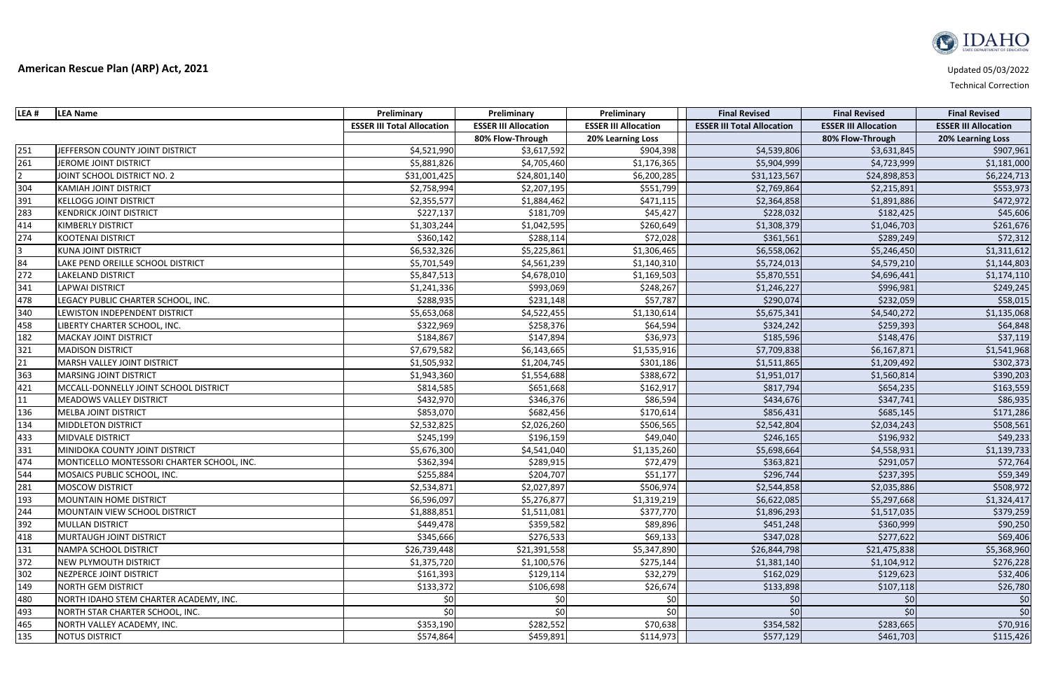# American Rescue Plan (ARP) Act, 2021

Updated 05/03/2022

Technical Correction

| LEA # | LEA Name | Preliminary ESSER III Total Allocation | Preliminary ESSER III Allocation | Preliminary ESSER III Allocation | Final Revised ESSER III Total Allocation | Final Revised ESSER III Allocation | Final Revised ESSER III Allocation |
|---|---|---|---|---|---|---|---|
| | | | 80% Flow-Through | 20% Learning Loss | | 80% Flow-Through | 20% Learning Loss |
| 251 | JEFFERSON COUNTY JOINT DISTRICT | $4,521,990 | $3,617,592 | $904,398 | $4,539,806 | $3,631,845 | $907,961 |
| 261 | JEROME JOINT DISTRICT | $5,881,826 | $4,705,460 | $1,176,365 | $5,904,999 | $4,723,999 | $1,181,000 |
| 2 | JOINT SCHOOL DISTRICT NO. 2 | $31,001,425 | $24,801,140 | $6,200,285 | $31,123,567 | $24,898,853 | $6,224,713 |
| 304 | KAMIAH JOINT DISTRICT | $2,758,994 | $2,207,195 | $551,799 | $2,769,864 | $2,215,891 | $553,973 |
| 391 | KELLOGG JOINT DISTRICT | $2,355,577 | $1,884,462 | $471,115 | $2,364,858 | $1,891,886 | $472,972 |
| 283 | KENDRICK JOINT DISTRICT | $227,137 | $181,709 | $45,427 | $228,032 | $182,425 | $45,606 |
| 414 | KIMBERLY DISTRICT | $1,303,244 | $1,042,595 | $260,649 | $1,308,379 | $1,046,703 | $261,676 |
| 274 | KOOTENAI DISTRICT | $360,142 | $288,114 | $72,028 | $361,561 | $289,249 | $72,312 |
| 3 | KUNA JOINT DISTRICT | $6,532,326 | $5,225,861 | $1,306,465 | $6,558,062 | $5,246,450 | $1,311,612 |
| 84 | LAKE PEND OREILLE SCHOOL DISTRICT | $5,701,549 | $4,561,239 | $1,140,310 | $5,724,013 | $4,579,210 | $1,144,803 |
| 272 | LAKELAND DISTRICT | $5,847,513 | $4,678,010 | $1,169,503 | $5,870,551 | $4,696,441 | $1,174,110 |
| 341 | LAPWAI DISTRICT | $1,241,336 | $993,069 | $248,267 | $1,246,227 | $996,981 | $249,245 |
| 478 | LEGACY PUBLIC CHARTER SCHOOL, INC. | $288,935 | $231,148 | $57,787 | $290,074 | $232,059 | $58,015 |
| 340 | LEWISTON INDEPENDENT DISTRICT | $5,653,068 | $4,522,455 | $1,130,614 | $5,675,341 | $4,540,272 | $1,135,068 |
| 458 | LIBERTY CHARTER SCHOOL, INC. | $322,969 | $258,376 | $64,594 | $324,242 | $259,393 | $64,848 |
| 182 | MACKAY JOINT DISTRICT | $184,867 | $147,894 | $36,973 | $185,596 | $148,476 | $37,119 |
| 321 | MADISON DISTRICT | $7,679,582 | $6,143,665 | $1,535,916 | $7,709,838 | $6,167,871 | $1,541,968 |
| 21 | MARSH VALLEY JOINT DISTRICT | $1,505,932 | $1,204,745 | $301,186 | $1,511,865 | $1,209,492 | $302,373 |
| 363 | MARSING JOINT DISTRICT | $1,943,360 | $1,554,688 | $388,672 | $1,951,017 | $1,560,814 | $390,203 |
| 421 | MCCALL-DONNELLY JOINT SCHOOL DISTRICT | $814,585 | $651,668 | $162,917 | $817,794 | $654,235 | $163,559 |
| 11 | MEADOWS VALLEY DISTRICT | $432,970 | $346,376 | $86,594 | $434,676 | $347,741 | $86,935 |
| 136 | MELBA JOINT DISTRICT | $853,070 | $682,456 | $170,614 | $856,431 | $685,145 | $171,286 |
| 134 | MIDDLETON DISTRICT | $2,532,825 | $2,026,260 | $506,565 | $2,542,804 | $2,034,243 | $508,561 |
| 433 | MIDVALE DISTRICT | $245,199 | $196,159 | $49,040 | $246,165 | $196,932 | $49,233 |
| 331 | MINIDOKA COUNTY JOINT DISTRICT | $5,676,300 | $4,541,040 | $1,135,260 | $5,698,664 | $4,558,931 | $1,139,733 |
| 474 | MONTICELLO MONTESSORI CHARTER SCHOOL, INC. | $362,394 | $289,915 | $72,479 | $363,821 | $291,057 | $72,764 |
| 544 | MOSAICS PUBLIC SCHOOL, INC. | $255,884 | $204,707 | $51,177 | $296,744 | $237,395 | $59,349 |
| 281 | MOSCOW DISTRICT | $2,534,871 | $2,027,897 | $506,974 | $2,544,858 | $2,035,886 | $508,972 |
| 193 | MOUNTAIN HOME DISTRICT | $6,596,097 | $5,276,877 | $1,319,219 | $6,622,085 | $5,297,668 | $1,324,417 |
| 244 | MOUNTAIN VIEW SCHOOL DISTRICT | $1,888,851 | $1,511,081 | $377,770 | $1,896,293 | $1,517,035 | $379,259 |
| 392 | MULLAN DISTRICT | $449,478 | $359,582 | $89,896 | $451,248 | $360,999 | $90,250 |
| 418 | MURTAUGH JOINT DISTRICT | $345,666 | $276,533 | $69,133 | $347,028 | $277,622 | $69,406 |
| 131 | NAMPA SCHOOL DISTRICT | $26,739,448 | $21,391,558 | $5,347,890 | $26,844,798 | $21,475,838 | $5,368,960 |
| 372 | NEW PLYMOUTH DISTRICT | $1,375,720 | $1,100,576 | $275,144 | $1,381,140 | $1,104,912 | $276,228 |
| 302 | NEZPERCE JOINT DISTRICT | $161,393 | $129,114 | $32,279 | $162,029 | $129,623 | $32,406 |
| 149 | NORTH GEM DISTRICT | $133,372 | $106,698 | $26,674 | $133,898 | $107,118 | $26,780 |
| 480 | NORTH IDAHO STEM CHARTER ACADEMY, INC. | $0 | $0 | $0 | $0 | $0 | $0 |
| 493 | NORTH STAR CHARTER SCHOOL, INC. | $0 | $0 | $0 | $0 | $0 | $0 |
| 465 | NORTH VALLEY ACADEMY, INC. | $353,190 | $282,552 | $70,638 | $354,582 | $283,665 | $70,916 |
| 135 | NOTUS DISTRICT | $574,864 | $459,891 | $114,973 | $577,129 | $461,703 | $115,426 |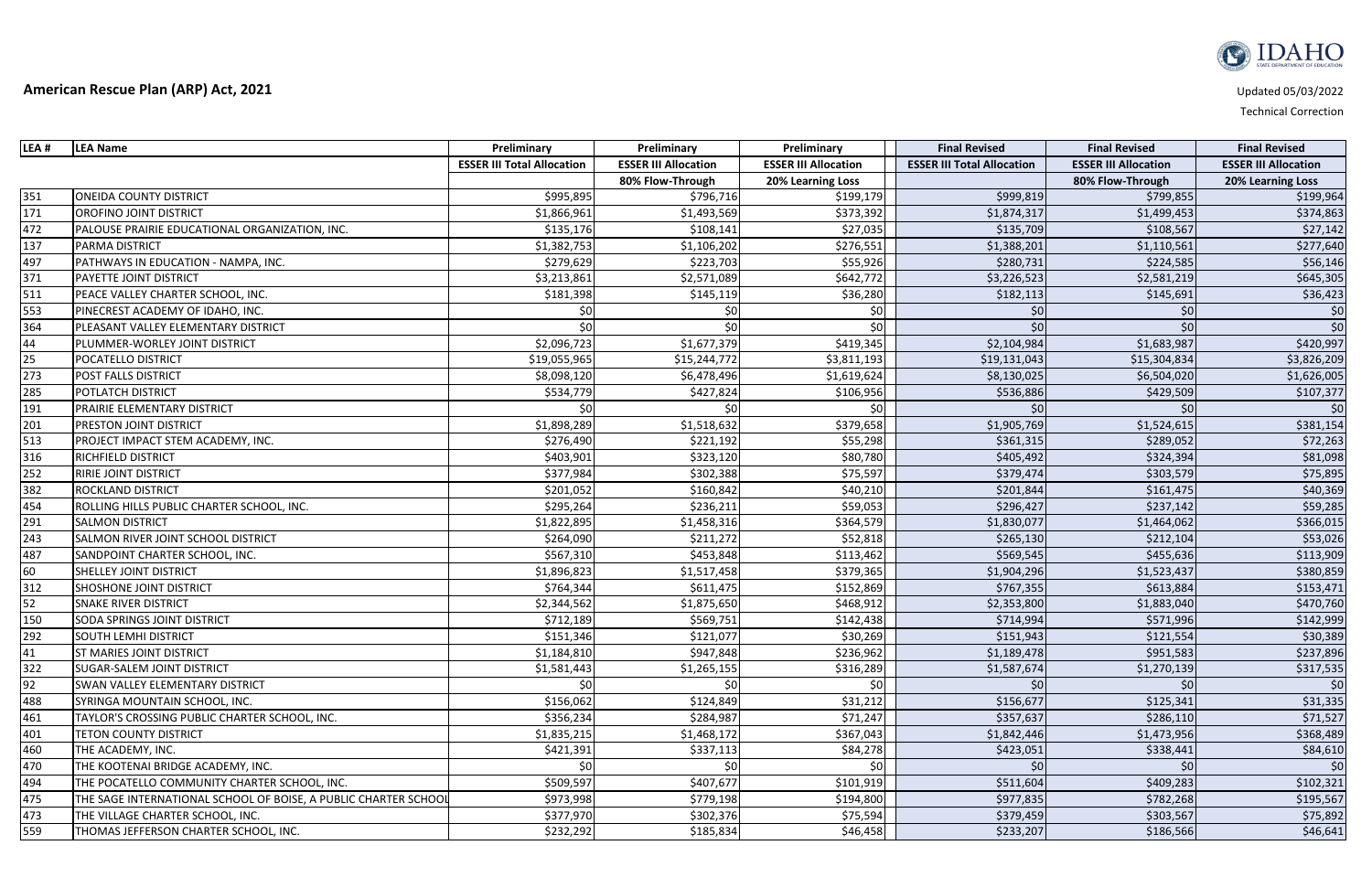# American Rescue Plan (ARP) Act, 2021

Updated 05/03/2022

Technical Correction

| LEA # | LEA Name | Preliminary ESSER III Total Allocation | Preliminary ESSER III Allocation | Preliminary ESSER III Allocation | Final Revised ESSER III Total Allocation | Final Revised ESSER III Allocation | Final Revised ESSER III Allocation |
|---|---|---|---|---|---|---|---|
| | | | 80% Flow-Through | 20% Learning Loss | | 80% Flow-Through | 20% Learning Loss |
| 351 | ONEIDA COUNTY DISTRICT | $995,895 | $796,716 | $199,179 | $999,819 | $799,855 | $199,964 |
| 171 | OROFINO JOINT DISTRICT | $1,866,961 | $1,493,569 | $373,392 | $1,874,317 | $1,499,453 | $374,863 |
| 472 | PALOUSE PRAIRIE EDUCATIONAL ORGANIZATION, INC. | $135,176 | $108,141 | $27,035 | $135,709 | $108,567 | $27,142 |
| 137 | PARMA DISTRICT | $1,382,753 | $1,106,202 | $276,551 | $1,388,201 | $1,110,561 | $277,640 |
| 497 | PATHWAYS IN EDUCATION - NAMPA, INC. | $279,629 | $223,703 | $55,926 | $280,731 | $224,585 | $56,146 |
| 371 | PAYETTE JOINT DISTRICT | $3,213,861 | $2,571,089 | $642,772 | $3,226,523 | $2,581,219 | $645,305 |
| 511 | PEACE VALLEY CHARTER SCHOOL, INC. | $181,398 | $145,119 | $36,280 | $182,113 | $145,691 | $36,423 |
| 553 | PINECREST ACADEMY OF IDAHO, INC. | $0 | $0 | $0 | $0 | $0 | $0 |
| 364 | PLEASANT VALLEY ELEMENTARY DISTRICT | $0 | $0 | $0 | $0 | $0 | $0 |
| 44 | PLUMMER-WORLEY JOINT DISTRICT | $2,096,723 | $1,677,379 | $419,345 | $2,104,984 | $1,683,987 | $420,997 |
| 25 | POCATELLO DISTRICT | $19,055,965 | $15,244,772 | $3,811,193 | $19,131,043 | $15,304,834 | $3,826,209 |
| 273 | POST FALLS DISTRICT | $8,098,120 | $6,478,496 | $1,619,624 | $8,130,025 | $6,504,020 | $1,626,005 |
| 285 | POTLATCH DISTRICT | $534,779 | $427,824 | $106,956 | $536,886 | $429,509 | $107,377 |
| 191 | PRAIRIE ELEMENTARY DISTRICT | $0 | $0 | $0 | $0 | $0 | $0 |
| 201 | PRESTON JOINT DISTRICT | $1,898,289 | $1,518,632 | $379,658 | $1,905,769 | $1,524,615 | $381,154 |
| 513 | PROJECT IMPACT STEM ACADEMY, INC. | $276,490 | $221,192 | $55,298 | $361,315 | $289,052 | $72,263 |
| 316 | RICHFIELD DISTRICT | $403,901 | $323,120 | $80,780 | $405,492 | $324,394 | $81,098 |
| 252 | RIRIE JOINT DISTRICT | $377,984 | $302,388 | $75,597 | $379,474 | $303,579 | $75,895 |
| 382 | ROCKLAND DISTRICT | $201,052 | $160,842 | $40,210 | $201,844 | $161,475 | $40,369 |
| 454 | ROLLING HILLS PUBLIC CHARTER SCHOOL, INC. | $295,264 | $236,211 | $59,053 | $296,427 | $237,142 | $59,285 |
| 291 | SALMON DISTRICT | $1,822,895 | $1,458,316 | $364,579 | $1,830,077 | $1,464,062 | $366,015 |
| 243 | SALMON RIVER JOINT SCHOOL DISTRICT | $264,090 | $211,272 | $52,818 | $265,130 | $212,104 | $53,026 |
| 487 | SANDPOINT CHARTER SCHOOL, INC. | $567,310 | $453,848 | $113,462 | $569,545 | $455,636 | $113,909 |
| 60 | SHELLEY JOINT DISTRICT | $1,896,823 | $1,517,458 | $379,365 | $1,904,296 | $1,523,437 | $380,859 |
| 312 | SHOSHONE JOINT DISTRICT | $764,344 | $611,475 | $152,869 | $767,355 | $613,884 | $153,471 |
| 52 | SNAKE RIVER DISTRICT | $2,344,562 | $1,875,650 | $468,912 | $2,353,800 | $1,883,040 | $470,760 |
| 150 | SODA SPRINGS JOINT DISTRICT | $712,189 | $569,751 | $142,438 | $714,994 | $571,996 | $142,999 |
| 292 | SOUTH LEMHI DISTRICT | $151,346 | $121,077 | $30,269 | $151,943 | $121,554 | $30,389 |
| 41 | ST MARIES JOINT DISTRICT | $1,184,810 | $947,848 | $236,962 | $1,189,478 | $951,583 | $237,896 |
| 322 | SUGAR-SALEM JOINT DISTRICT | $1,581,443 | $1,265,155 | $316,289 | $1,587,674 | $1,270,139 | $317,535 |
| 92 | SWAN VALLEY ELEMENTARY DISTRICT | $0 | $0 | $0 | $0 | $0 | $0 |
| 488 | SYRINGA MOUNTAIN SCHOOL, INC. | $156,062 | $124,849 | $31,212 | $156,677 | $125,341 | $31,335 |
| 461 | TAYLOR'S CROSSING PUBLIC CHARTER SCHOOL, INC. | $356,234 | $284,987 | $71,247 | $357,637 | $286,110 | $71,527 |
| 401 | TETON COUNTY DISTRICT | $1,835,215 | $1,468,172 | $367,043 | $1,842,446 | $1,473,956 | $368,489 |
| 460 | THE ACADEMY, INC. | $421,391 | $337,113 | $84,278 | $423,051 | $338,441 | $84,610 |
| 470 | THE KOOTENAI BRIDGE ACADEMY, INC. | $0 | $0 | $0 | $0 | $0 | $0 |
| 494 | THE POCATELLO COMMUNITY CHARTER SCHOOL, INC. | $509,597 | $407,677 | $101,919 | $511,604 | $409,283 | $102,321 |
| 475 | THE SAGE INTERNATIONAL SCHOOL OF BOISE, A PUBLIC CHARTER SCHOOL | $973,998 | $779,198 | $194,800 | $977,835 | $782,268 | $195,567 |
| 473 | THE VILLAGE CHARTER SCHOOL, INC. | $377,970 | $302,376 | $75,594 | $379,459 | $303,567 | $75,892 |
| 559 | THOMAS JEFFERSON CHARTER SCHOOL, INC. | $232,292 | $185,834 | $46,458 | $233,207 | $186,566 | $46,641 |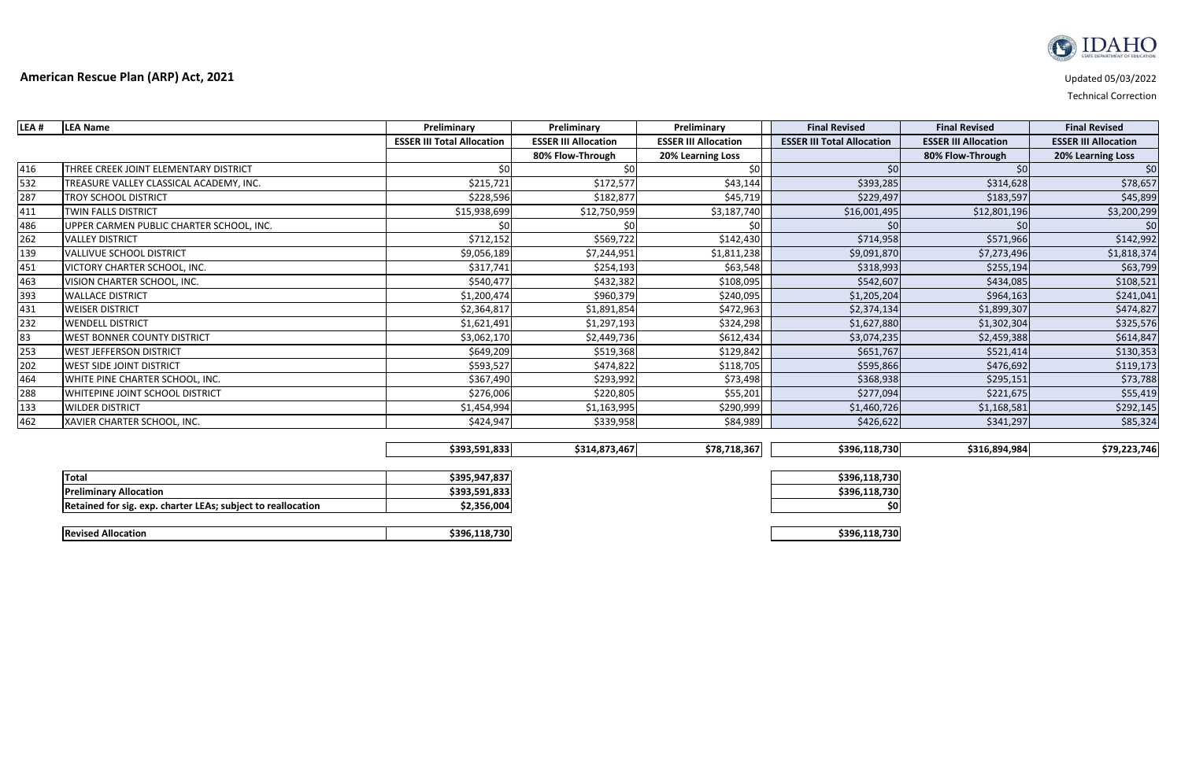# American Rescue Plan (ARP) Act, 2021

Updated 05/03/2022

Technical Correction

| LEA # | LEA Name | Preliminary ESSER III Total Allocation | Preliminary ESSER III Allocation | Preliminary ESSER III Allocation | Final Revised ESSER III Total Allocation | Final Revised ESSER III Allocation | Final Revised ESSER III Allocation |
|---|---|---|---|---|---|---|---|
| | | | 80% Flow-Through | 20% Learning Loss | | 80% Flow-Through | 20% Learning Loss |
| 416 | THREE CREEK JOINT ELEMENTARY DISTRICT | $0 | $0 | $0 | $0 | $0 | $0 |
| 532 | TREASURE VALLEY CLASSICAL ACADEMY, INC. | $215,721 | $172,577 | $43,144 | $393,285 | $314,628 | $78,657 |
| 287 | TROY SCHOOL DISTRICT | $228,596 | $182,877 | $45,719 | $229,497 | $183,597 | $45,899 |
| 411 | TWIN FALLS DISTRICT | $15,938,699 | $12,750,959 | $3,187,740 | $16,001,495 | $12,801,196 | $3,200,299 |
| 486 | UPPER CARMEN PUBLIC CHARTER SCHOOL, INC. | $0 | $0 | $0 | $0 | $0 | $0 |
| 262 | VALLEY DISTRICT | $712,152 | $569,722 | $142,430 | $714,958 | $571,966 | $142,992 |
| 139 | VALLIVUE SCHOOL DISTRICT | $9,056,189 | $7,244,951 | $1,811,238 | $9,091,870 | $7,273,496 | $1,818,374 |
| 451 | VICTORY CHARTER SCHOOL, INC. | $317,741 | $254,193 | $63,548 | $318,993 | $255,194 | $63,799 |
| 463 | VISION CHARTER SCHOOL, INC. | $540,477 | $432,382 | $108,095 | $542,607 | $434,085 | $108,521 |
| 393 | WALLACE DISTRICT | $1,200,474 | $960,379 | $240,095 | $1,205,204 | $964,163 | $241,041 |
| 431 | WEISER DISTRICT | $2,364,817 | $1,891,854 | $472,963 | $2,374,134 | $1,899,307 | $474,827 |
| 232 | WENDELL DISTRICT | $1,621,491 | $1,297,193 | $324,298 | $1,627,880 | $1,302,304 | $325,576 |
| 83 | WEST BONNER COUNTY DISTRICT | $3,062,170 | $2,449,736 | $612,434 | $3,074,235 | $2,459,388 | $614,847 |
| 253 | WEST JEFFERSON DISTRICT | $649,209 | $519,368 | $129,842 | $651,767 | $521,414 | $130,353 |
| 202 | WEST SIDE JOINT DISTRICT | $593,527 | $474,822 | $118,705 | $595,866 | $476,692 | $119,173 |
| 464 | WHITE PINE CHARTER SCHOOL, INC. | $367,490 | $293,992 | $73,498 | $368,938 | $295,151 | $73,788 |
| 288 | WHITEPINE JOINT SCHOOL DISTRICT | $276,006 | $220,805 | $55,201 | $277,094 | $221,675 | $55,419 |
| 133 | WILDER DISTRICT | $1,454,994 | $1,163,995 | $290,999 | $1,460,726 | $1,168,581 | $292,145 |
| 462 | XAVIER CHARTER SCHOOL, INC. | $424,947 | $339,958 | $84,989 | $426,622 | $341,297 | $85,324 |
| | | $393,591,833 | $314,873,467 | $78,718,367 | $396,118,730 | $316,894,984 | $79,223,746 |

| | Preliminary | Final Revised |
|---|---|---|
| Total | $395,947,837 | $396,118,730 |
| Preliminary Allocation | $393,591,833 | $396,118,730 |
| Retained for sig. exp. charter LEAs; subject to reallocation | $2,356,004 | $0 |
| Revised Allocation | $396,118,730 | $396,118,730 |